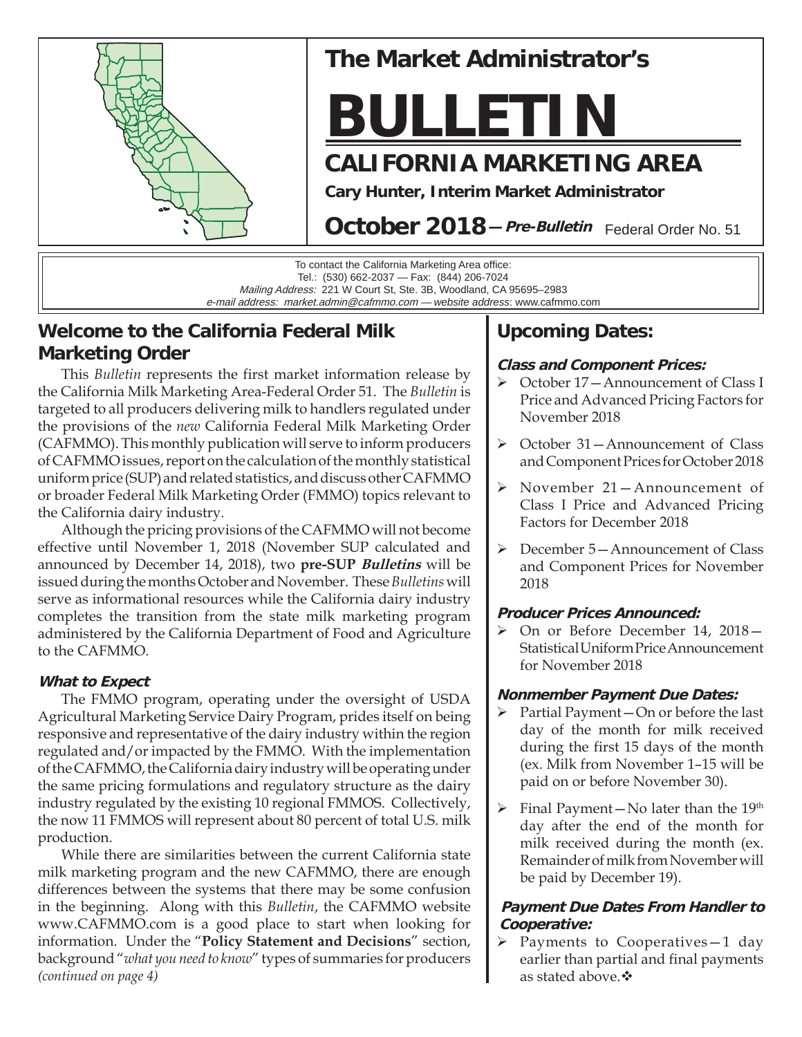# The Market Administrator's BULLETIN

## CALIFORNIA MARKETING AREA

**Cary Hunter, Interim Market Administrator**

**October 2018** — ***Pre-Bulletin*** Federal Order No. 51

To contact the California Marketing Area office:
Tel.: (530) 662-2037 — Fax: (844) 206-7024
*Mailing Address:* 221 W Court St, Ste. 3B, Woodland, CA 95695–2983
*e-mail address: market.admin@cafmmo.com — website address*: www.cafmmo.com

## Welcome to the California Federal Milk Marketing Order

This *Bulletin* represents the first market information release by the California Milk Marketing Area-Federal Order 51. The *Bulletin* is targeted to all producers delivering milk to handlers regulated under the provisions of the *new* California Federal Milk Marketing Order (CAFMMO). This monthly publication will serve to inform producers of CAFMMO issues, report on the calculation of the monthly statistical uniform price (SUP) and related statistics, and discuss other CAFMMO or broader Federal Milk Marketing Order (FMMO) topics relevant to the California dairy industry.

Although the pricing provisions of the CAFMMO will not become effective until November 1, 2018 (November SUP calculated and announced by December 14, 2018), two **pre-SUP *Bulletins*** will be issued during the months October and November. These *Bulletins* will serve as informational resources while the California dairy industry completes the transition from the state milk marketing program administered by the California Department of Food and Agriculture to the CAFMMO.

### *What to Expect*

The FMMO program, operating under the oversight of USDA Agricultural Marketing Service Dairy Program, prides itself on being responsive and representative of the dairy industry within the region regulated and/or impacted by the FMMO. With the implementation of the CAFMMO, the California dairy industry will be operating under the same pricing formulations and regulatory structure as the dairy industry regulated by the existing 10 regional FMMOS. Collectively, the now 11 FMMOS will represent about 80 percent of total U.S. milk production.

While there are similarities between the current California state milk marketing program and the new CAFMMO, there are enough differences between the systems that there may be some confusion in the beginning. Along with this *Bulletin*, the CAFMMO website www.CAFMMO.com is a good place to start when looking for information. Under the "**Policy Statement and Decisions**" section, background "*what you need to know*" types of summaries for producers *(continued on page 4)*

## Upcoming Dates:

### *Class and Component Prices:*

- October 17—Announcement of Class I Price and Advanced Pricing Factors for November 2018
- October 31—Announcement of Class and Component Prices for October 2018
- November 21—Announcement of Class I Price and Advanced Pricing Factors for December 2018
- December 5—Announcement of Class and Component Prices for November 2018

### *Producer Prices Announced:*

- On or Before December 14, 2018—Statistical Uniform Price Announcement for November 2018

### *Nonmember Payment Due Dates:*

- Partial Payment—On or before the last day of the month for milk received during the first 15 days of the month (ex. Milk from November 1–15 will be paid on or before November 30).
- Final Payment—No later than the 19th day after the end of the month for milk received during the month (ex. Remainder of milk from November will be paid by December 19).

### *Payment Due Dates From Handler to Cooperative:*

- Payments to Cooperatives—1 day earlier than partial and final payments as stated above.❖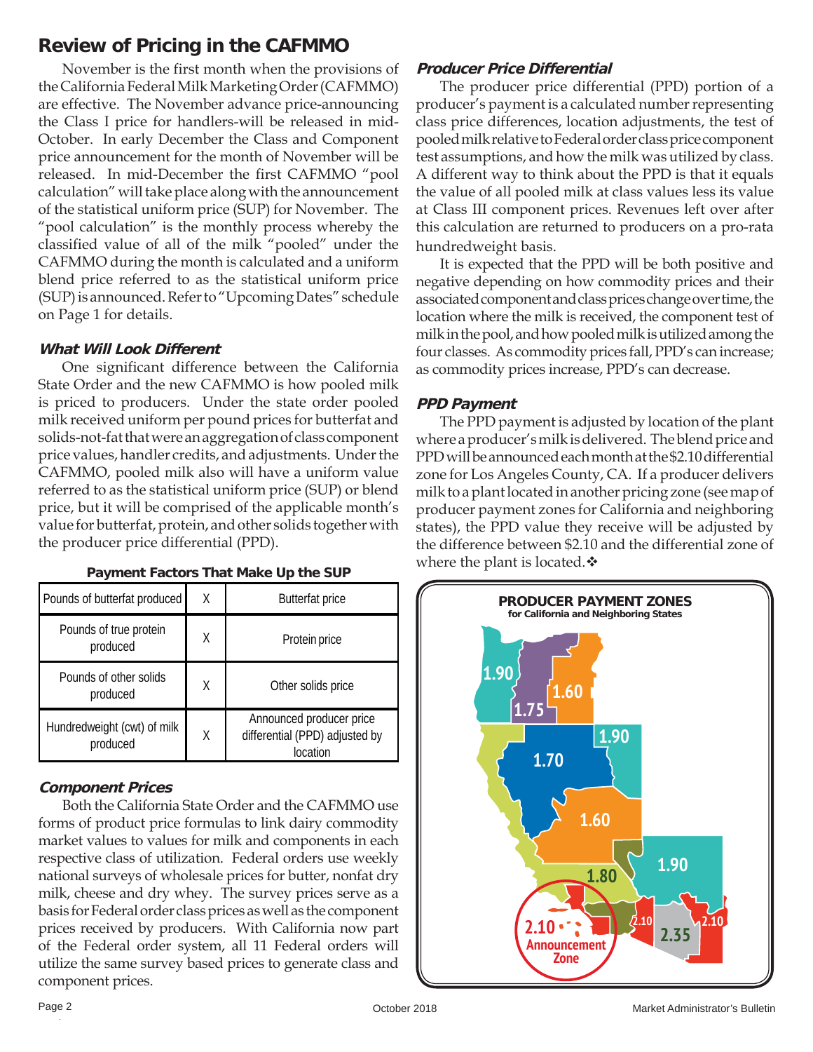# Review of Pricing in the CAFMMO

November is the first month when the provisions of the California Federal Milk Marketing Order (CAFMMO) are effective. The November advance price-announcing the Class I price for handlers-will be released in mid-October. In early December the Class and Component price announcement for the month of November will be released. In mid-December the first CAFMMO "pool calculation" will take place along with the announcement of the statistical uniform price (SUP) for November. The "pool calculation" is the monthly process whereby the classified value of all of the milk "pooled" under the CAFMMO during the month is calculated and a uniform blend price referred to as the statistical uniform price (SUP) is announced. Refer to "Upcoming Dates" schedule on Page 1 for details.

### *What Will Look Different*

One significant difference between the California State Order and the new CAFMMO is how pooled milk is priced to producers. Under the state order pooled milk received uniform per pound prices for butterfat and solids-not-fat that were an aggregation of class component price values, handler credits, and adjustments. Under the CAFMMO, pooled milk also will have a uniform value referred to as the statistical uniform price (SUP) or blend price, but it will be comprised of the applicable month's value for butterfat, protein, and other solids together with the producer price differential (PPD).

**Payment Factors That Make Up the SUP**

| | | |
|---|---|---|
| Pounds of butterfat produced | X | Butterfat price |
| Pounds of true protein produced | X | Protein price |
| Pounds of other solids produced | X | Other solids price |
| Hundredweight (cwt) of milk produced | X | Announced producer price differential (PPD) adjusted by location |

### *Component Prices*

Both the California State Order and the CAFMMO use forms of product price formulas to link dairy commodity market values to values for milk and components in each respective class of utilization. Federal orders use weekly national surveys of wholesale prices for butter, nonfat dry milk, cheese and dry whey. The survey prices serve as a basis for Federal order class prices as well as the component prices received by producers. With California now part of the Federal order system, all 11 Federal orders will utilize the same survey based prices to generate class and component prices.

### *Producer Price Differential*

The producer price differential (PPD) portion of a producer's payment is a calculated number representing class price differences, location adjustments, the test of pooled milk relative to Federal order class price component test assumptions, and how the milk was utilized by class. A different way to think about the PPD is that it equals the value of all pooled milk at class values less its value at Class III component prices. Revenues left over after this calculation are returned to producers on a pro-rata hundredweight basis.

It is expected that the PPD will be both positive and negative depending on how commodity prices and their associated component and class prices change over time, the location where the milk is received, the component test of milk in the pool, and how pooled milk is utilized among the four classes. As commodity prices fall, PPD's can increase; as commodity prices increase, PPD's can decrease.

### *PPD Payment*

The PPD payment is adjusted by location of the plant where a producer's milk is delivered. The blend price and PPD will be announced each month at the $2.10 differential zone for Los Angeles County, CA. If a producer delivers milk to a plant located in another pricing zone (see map of producer payment zones for California and neighboring states), the PPD value they receive will be adjusted by the difference between $2.10 and the differential zone of where the plant is located.❖

**PRODUCER PAYMENT ZONES**
**for California and Neighboring States**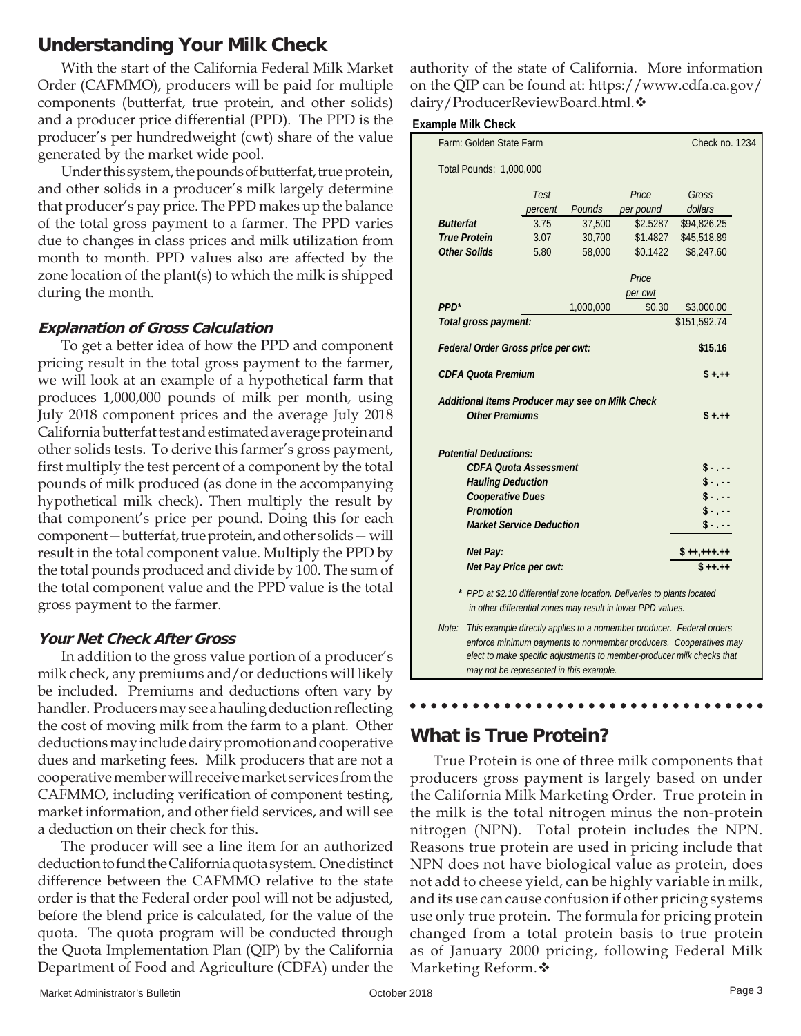## Understanding Your Milk Check

With the start of the California Federal Milk Market Order (CAFMMO), producers will be paid for multiple components (butterfat, true protein, and other solids) and a producer price differential (PPD). The PPD is the producer's per hundredweight (cwt) share of the value generated by the market wide pool.

Under this system, the pounds of butterfat, true protein, and other solids in a producer's milk largely determine that producer's pay price. The PPD makes up the balance of the total gross payment to a farmer. The PPD varies due to changes in class prices and milk utilization from month to month. PPD values also are affected by the zone location of the plant(s) to which the milk is shipped during the month.

### Explanation of Gross Calculation

To get a better idea of how the PPD and component pricing result in the total gross payment to the farmer, we will look at an example of a hypothetical farm that produces 1,000,000 pounds of milk per month, using July 2018 component prices and the average July 2018 California butterfat test and estimated average protein and other solids tests. To derive this farmer's gross payment, first multiply the test percent of a component by the total pounds of milk produced (as done in the accompanying hypothetical milk check). Then multiply the result by that component's price per pound. Doing this for each component—butterfat, true protein, and other solids—will result in the total component value. Multiply the PPD by the total pounds produced and divide by 100. The sum of the total component value and the PPD value is the total gross payment to the farmer.

### Your Net Check After Gross

In addition to the gross value portion of a producer's milk check, any premiums and/or deductions will likely be included. Premiums and deductions often vary by handler. Producers may see a hauling deduction reflecting the cost of moving milk from the farm to a plant. Other deductions may include dairy promotion and cooperative dues and marketing fees. Milk producers that are not a cooperative member will receive market services from the CAFMMO, including verification of component testing, market information, and other field services, and will see a deduction on their check for this.

The producer will see a line item for an authorized deduction to fund the California quota system. One distinct difference between the CAFMMO relative to the state order is that the Federal order pool will not be adjusted, before the blend price is calculated, for the value of the quota. The quota program will be conducted through the Quota Implementation Plan (QIP) by the California Department of Food and Agriculture (CDFA) under the authority of the state of California. More information on the QIP can be found at: https://www.cdfa.ca.gov/dairy/ProducerReviewBoard.html.❖

**Example Milk Check**

Farm: Golden State Farm — Check no. 1234

Total Pounds: 1,000,000

| | *Test percent* | *Pounds* | *Price per pound* | *Gross dollars* |
|---|---|---|---|---|
| ***Butterfat*** | 3.75 | 37,500 | $2.5287 | $94,826.25 |
| ***True Protein*** | 3.07 | 30,700 | $1.4827 | $45,518.89 |
| ***Other Solids*** | 5.80 | 58,000 | $0.1422 | $8,247.60 |
| | | | *Price per cwt* | |
| ***PPD**** | | 1,000,000 | $0.30 | $3,000.00 |
| ***Total gross payment:*** | | | | $151,592.74 |
| ***Federal Order Gross price per cwt:*** | | | | **$15.16** |
| ***CDFA Quota Premium*** | | | | **$ +.++** |
| ***Additional Items Producer may see on Milk Check*** | | | | |
| ***Other Premiums*** | | | | **$ +.++** |
| ***Potential Deductions:*** | | | | |
| ***CDFA Quota Assessment*** | | | | **$ - . - -** |
| ***Hauling Deduction*** | | | | **$ - . - -** |
| ***Cooperative Dues*** | | | | **$ - . - -** |
| ***Promotion*** | | | | **$ - . - -** |
| ***Market Service Deduction*** | | | | **$ - . - -** |
| ***Net Pay:*** | | | | **$ ++,+++.++** |
| ***Net Pay Price per cwt:*** | | | | **$ ++.++** |

\* *PPD at $2.10 differential zone location. Deliveries to plants located in other differential zones may result in lower PPD values.*

*Note: This example directly applies to a nonmember producer. Federal orders enforce minimum payments to nonmember producers. Cooperatives may elect to make specific adjustments to member-producer milk checks that may not be represented in this example.*

## What is True Protein?

True Protein is one of three milk components that producers gross payment is largely based on under the California Milk Marketing Order. True protein in the milk is the total nitrogen minus the non-protein nitrogen (NPN). Total protein includes the NPN. Reasons true protein are used in pricing include that NPN does not have biological value as protein, does not add to cheese yield, can be highly variable in milk, and its use can cause confusion if other pricing systems use only true protein. The formula for pricing protein changed from a total protein basis to true protein as of January 2000 pricing, following Federal Milk Marketing Reform.❖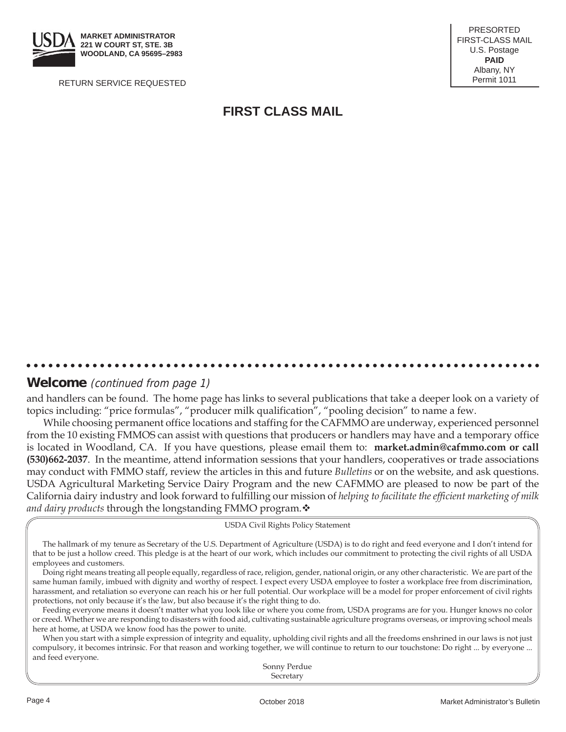MARKET ADMINISTRATOR
221 W COURT ST, STE. 3B
WOODLAND, CA 95695–2983

RETURN SERVICE REQUESTED

PRESORTED
FIRST-CLASS MAIL
U.S. Postage
**PAID**
Albany, NY
Permit 1011

## FIRST CLASS MAIL

## Welcome *(continued from page 1)*

and handlers can be found. The home page has links to several publications that take a deeper look on a variety of topics including: "price formulas", "producer milk qualification", "pooling decision" to name a few.

While choosing permanent office locations and staffing for the CAFMMO are underway, experienced personnel from the 10 existing FMMOS can assist with questions that producers or handlers may have and a temporary office is located in Woodland, CA. If you have questions, please email them to: **market.admin@cafmmo.com or call (530)662-2037**. In the meantime, attend information sessions that your handlers, cooperatives or trade associations may conduct with FMMO staff, review the articles in this and future *Bulletins* or on the website, and ask questions. USDA Agricultural Marketing Service Dairy Program and the new CAFMMO are pleased to now be part of the California dairy industry and look forward to fulfilling our mission of *helping to facilitate the efficient marketing of milk and dairy products* through the longstanding FMMO program.❖

USDA Civil Rights Policy Statement

The hallmark of my tenure as Secretary of the U.S. Department of Agriculture (USDA) is to do right and feed everyone and I don't intend for that to be just a hollow creed. This pledge is at the heart of our work, which includes our commitment to protecting the civil rights of all USDA employees and customers.

Doing right means treating all people equally, regardless of race, religion, gender, national origin, or any other characteristic. We are part of the same human family, imbued with dignity and worthy of respect. I expect every USDA employee to foster a workplace free from discrimination, harassment, and retaliation so everyone can reach his or her full potential. Our workplace will be a model for proper enforcement of civil rights protections, not only because it's the law, but also because it's the right thing to do.

Feeding everyone means it doesn't matter what you look like or where you come from, USDA programs are for you. Hunger knows no color or creed. Whether we are responding to disasters with food aid, cultivating sustainable agriculture programs overseas, or improving school meals here at home, at USDA we know food has the power to unite.

When you start with a simple expression of integrity and equality, upholding civil rights and all the freedoms enshrined in our laws is not just compulsory, it becomes intrinsic. For that reason and working together, we will continue to return to our touchstone: Do right ... by everyone ... and feed everyone.

Sonny Perdue
Secretary